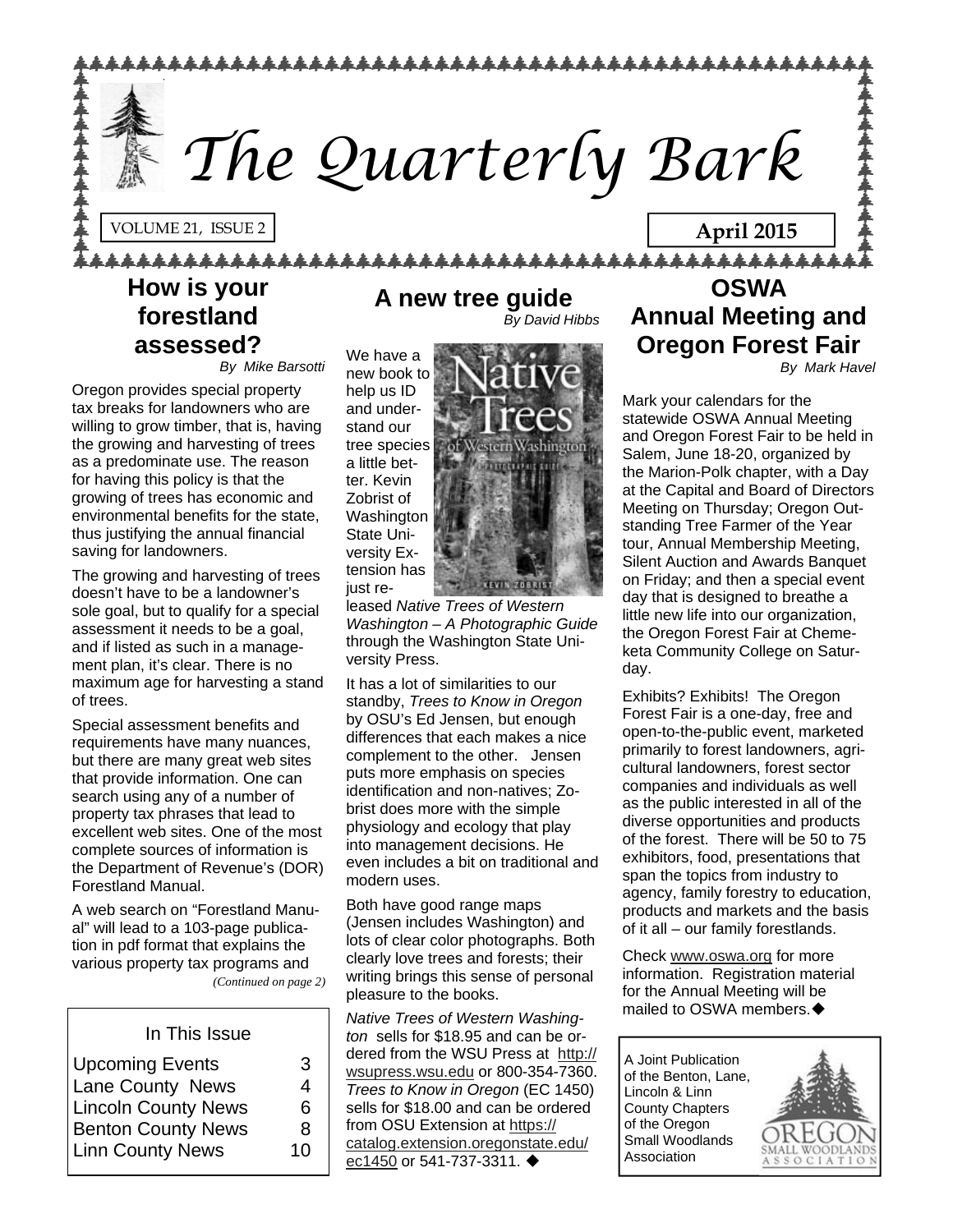# The Quarterly Bark

VOLUME 21, ISSUE 2

**April 2015**

## How is your forestland assessed?

*By Mike Barsotti*

Oregon provides special property tax breaks for landowners who are willing to grow timber, that is, having the growing and harvesting of trees as a predominate use. The reason for having this policy is that the growing of trees has economic and environmental benefits for the state, thus justifying the annual financial saving for landowners.

The growing and harvesting of trees doesn't have to be a landowner's sole goal, but to qualify for a special assessment it needs to be a goal, and if listed as such in a management plan, it's clear. There is no maximum age for harvesting a stand of trees.

Special assessment benefits and requirements have many nuances, but there are many great web sites that provide information. One can search using any of a number of property tax phrases that lead to excellent web sites. One of the most complete sources of information is the Department of Revenue's (DOR) Forestland Manual.

A web search on "Forestland Manual" will lead to a 103-page publication in pdf format that explains the various property tax programs and

*(Continued on page 2)*

| In This Issue | |
|---|---|
| Upcoming Events | 3 |
| Lane County News | 4 |
| Lincoln County News | 6 |
| Benton County News | 8 |
| Linn County News | 10 |

## A new tree guide

*By David Hibbs*

We have a new book to help us ID and understand our tree species a little better. Kevin Zobrist of Washington State University Extension has just released *Native Trees of Western Washington – A Photographic Guide* through the Washington State University Press.

It has a lot of similarities to our standby, *Trees to Know in Oregon* by OSU's Ed Jensen, but enough differences that each makes a nice complement to the other. Jensen puts more emphasis on species identification and non-natives; Zobrist does more with the simple physiology and ecology that play into management decisions. He even includes a bit on traditional and modern uses.

Both have good range maps (Jensen includes Washington) and lots of clear color photographs. Both clearly love trees and forests; their writing brings this sense of personal pleasure to the books.

*Native Trees of Western Washington* sells for $18.95 and can be ordered from the WSU Press at http://wsupress.wsu.edu or 800-354-7360. *Trees to Know in Oregon* (EC 1450) sells for $18.00 and can be ordered from OSU Extension at https://catalog.extension.oregonstate.edu/ec1450 or 541-737-3311. ◆

## OSWA Annual Meeting and Oregon Forest Fair

*By Mark Havel*

Mark your calendars for the statewide OSWA Annual Meeting and Oregon Forest Fair to be held in Salem, June 18-20, organized by the Marion-Polk chapter, with a Day at the Capital and Board of Directors Meeting on Thursday; Oregon Outstanding Tree Farmer of the Year tour, Annual Membership Meeting, Silent Auction and Awards Banquet on Friday; and then a special event day that is designed to breathe a little new life into our organization, the Oregon Forest Fair at Chemeketa Community College on Saturday.

Exhibits? Exhibits! The Oregon Forest Fair is a one-day, free and open-to-the-public event, marketed primarily to forest landowners, agricultural landowners, forest sector companies and individuals as well as the public interested in all of the diverse opportunities and products of the forest. There will be 50 to 75 exhibitors, food, presentations that span the topics from industry to agency, family forestry to education, products and markets and the basis of it all – our family forestlands.

Check www.oswa.org for more information. Registration material for the Annual Meeting will be mailed to OSWA members. ◆

A Joint Publication of the Benton, Lane, Lincoln & Linn County Chapters of the Oregon Small Woodlands Association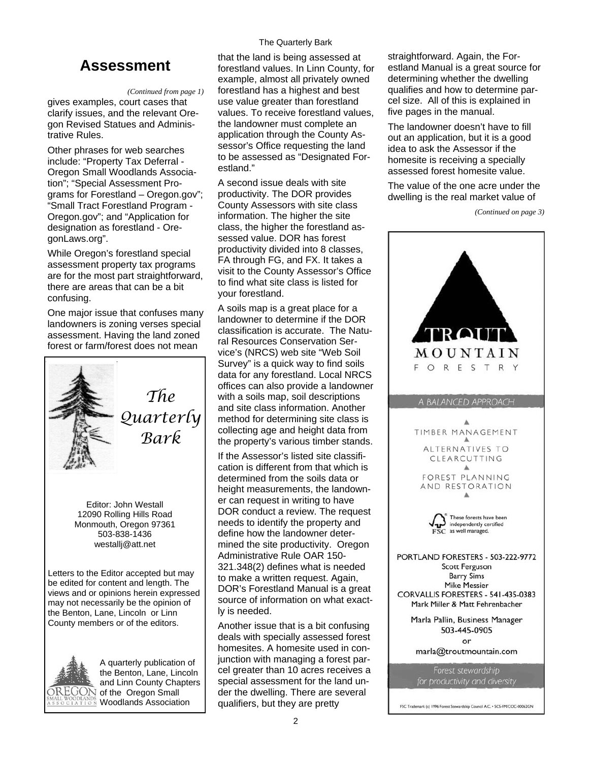## Assessment

*(Continued from page 1)*

gives examples, court cases that clarify issues, and the relevant Oregon Revised Statues and Administrative Rules.

Other phrases for web searches include: "Property Tax Deferral - Oregon Small Woodlands Association"; "Special Assessment Programs for Forestland – Oregon.gov"; "Small Tract Forestland Program - Oregon.gov"; and "Application for designation as forestland - OregonLaws.org".

While Oregon's forestland special assessment property tax programs are for the most part straightforward, there are areas that can be a bit confusing.

One major issue that confuses many landowners is zoning verses special assessment. Having the land zoned forest or farm/forest does not mean that the land is being assessed at forestland values. In Linn County, for example, almost all privately owned forestland has a highest and best use value greater than forestland values. To receive forestland values, the landowner must complete an application through the County Assessor's Office requesting the land to be assessed as "Designated Forestland."

A second issue deals with site productivity. The DOR provides County Assessors with site class information. The higher the site class, the higher the forestland assessed value. DOR has forest productivity divided into 8 classes, FA through FG, and FX. It takes a visit to the County Assessor's Office to find what site class is listed for your forestland.

A soils map is a great place for a landowner to determine if the DOR classification is accurate. The Natural Resources Conservation Service's (NRCS) web site "Web Soil Survey" is a quick way to find soils data for any forestland. Local NRCS offices can also provide a landowner with a soils map, soil descriptions and site class information. Another method for determining site class is collecting age and height data from the property's various timber stands.

If the Assessor's listed site classification is different from that which is determined from the soils data or height measurements, the landowner can request in writing to have DOR conduct a review. The request needs to identify the property and define how the landowner determined the site productivity. Oregon Administrative Rule OAR 150-321.348(2) defines what is needed to make a written request. Again, DOR's Forestland Manual is a great source of information on what exactly is needed.

Another issue that is a bit confusing deals with specially assessed forest homesites. A homesite used in conjunction with managing a forest parcel greater than 10 acres receives a special assessment for the land under the dwelling. There are several qualifiers, but they are pretty straightforward. Again, the Forestland Manual is a great source for determining whether the dwelling qualifies and how to determine parcel size. All of this is explained in five pages in the manual.

The landowner doesn't have to fill out an application, but it is a good idea to ask the Assessor if the homesite is receiving a specially assessed forest homesite value.

The value of the one acre under the dwelling is the real market value of

*(Continued on page 3)*

---

*The Quarterly Bark*

Editor: John Westall
12090 Rolling Hills Road
Monmouth, Oregon 97361
503-838-1436
westallj@att.net

Letters to the Editor accepted but may be edited for content and length. The views and or opinions herein expressed may not necessarily be the opinion of the Benton, Lane, Lincoln or Linn County members or of the editors.

OREGON SMALL WOODLANDS ASSOCIATION

A quarterly publication of the Benton, Lane, Lincoln and Linn County Chapters of the Oregon Small Woodlands Association

---

TROUT MOUNTAIN FORESTRY

A BALANCED APPROACH

TIMBER MANAGEMENT

ALTERNATIVES TO CLEARCUTTING

FOREST PLANNING AND RESTORATION

These forests have been independently certified as well managed. FSC

PORTLAND FORESTERS - 503-222-9772
Scott Ferguson
Barry Sims
Mike Messier

CORVALLIS FORESTERS - 541-435-0383
Mark Miller & Matt Fehrenbacher

Marla Pallin, Business Manager
503-445-0905
or
marla@troutmountain.com

Forest stewardship for productivity and diversity

FSC Trademark (c) 1996 Forest Stewardship Council A.C. • SCS-FM/COC-00062GN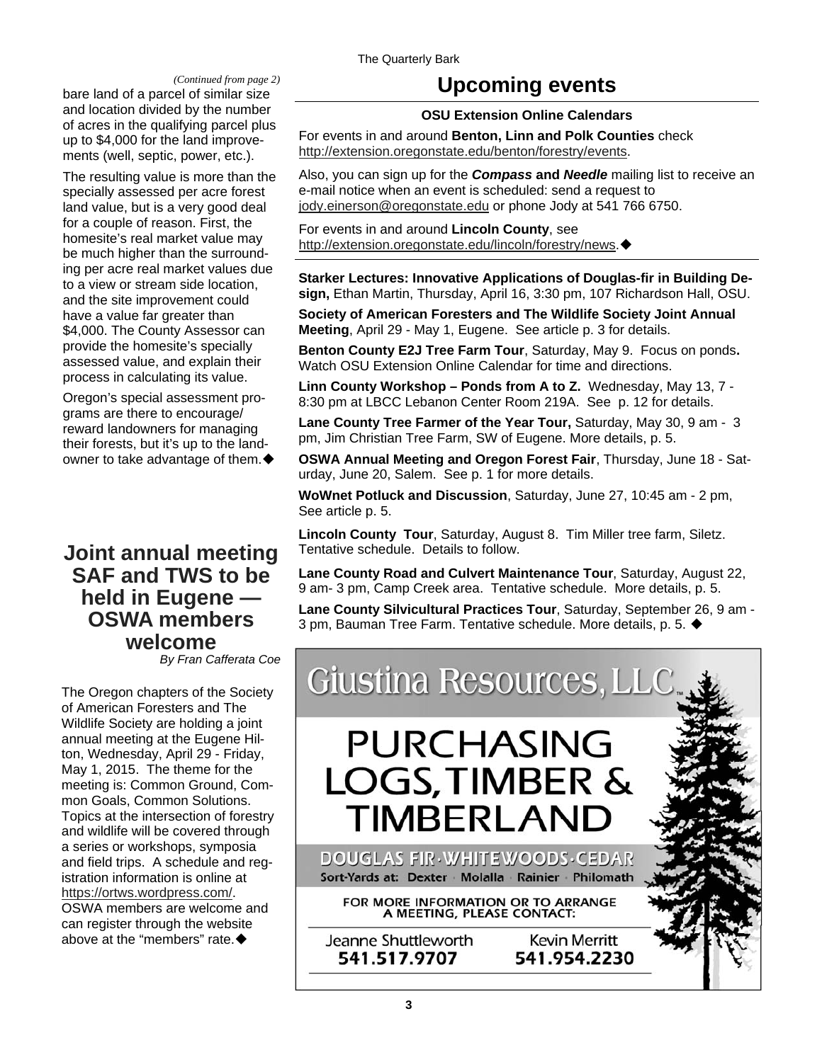*(Continued from page 2)*

bare land of a parcel of similar size and location divided by the number of acres in the qualifying parcel plus up to $4,000 for the land improvements (well, septic, power, etc.).

The resulting value is more than the specially assessed per acre forest land value, but is a very good deal for a couple of reason. First, the homesite's real market value may be much higher than the surrounding per acre real market values due to a view or stream side location, and the site improvement could have a value far greater than $4,000. The County Assessor can provide the homesite's specially assessed value, and explain their process in calculating its value.

Oregon's special assessment programs are there to encourage/reward landowners for managing their forests, but it's up to the landowner to take advantage of them.◆

## Joint annual meeting SAF and TWS to be held in Eugene — OSWA members welcome

*By Fran Cafferata Coe*

The Oregon chapters of the Society of American Foresters and The Wildlife Society are holding a joint annual meeting at the Eugene Hilton, Wednesday, April 29 - Friday, May 1, 2015. The theme for the meeting is: Common Ground, Common Goals, Common Solutions. Topics at the intersection of forestry and wildlife will be covered through a series or workshops, symposia and field trips. A schedule and registration information is online at https://ortws.wordpress.com/. OSWA members are welcome and can register through the website above at the "members" rate.◆

# Upcoming events

### OSU Extension Online Calendars

For events in and around **Benton, Linn and Polk Counties** check http://extension.oregonstate.edu/benton/forestry/events.

Also, you can sign up for the ***Compass*** **and** ***Needle*** mailing list to receive an e-mail notice when an event is scheduled: send a request to jody.einerson@oregonstate.edu or phone Jody at 541 766 6750.

For events in and around **Lincoln County**, see http://extension.oregonstate.edu/lincoln/forestry/news.◆

**Starker Lectures: Innovative Applications of Douglas-fir in Building Design,** Ethan Martin, Thursday, April 16, 3:30 pm, 107 Richardson Hall, OSU.

**Society of American Foresters and The Wildlife Society Joint Annual Meeting**, April 29 - May 1, Eugene. See article p. 3 for details.

**Benton County E2J Tree Farm Tour**, Saturday, May 9. Focus on ponds**.** Watch OSU Extension Online Calendar for time and directions.

**Linn County Workshop – Ponds from A to Z.** Wednesday, May 13, 7 - 8:30 pm at LBCC Lebanon Center Room 219A. See p. 12 for details.

**Lane County Tree Farmer of the Year Tour,** Saturday, May 30, 9 am - 3 pm, Jim Christian Tree Farm, SW of Eugene. More details, p. 5.

**OSWA Annual Meeting and Oregon Forest Fair**, Thursday, June 18 - Saturday, June 20, Salem. See p. 1 for more details.

**WoWnet Potluck and Discussion**, Saturday, June 27, 10:45 am - 2 pm, See article p. 5.

**Lincoln County Tour**, Saturday, August 8. Tim Miller tree farm, Siletz. Tentative schedule. Details to follow.

**Lane County Road and Culvert Maintenance Tour**, Saturday, August 22, 9 am- 3 pm, Camp Creek area. Tentative schedule. More details, p. 5.

**Lane County Silvicultural Practices Tour**, Saturday, September 26, 9 am - 3 pm, Bauman Tree Farm. Tentative schedule. More details, p. 5. ◆

Giustina Resources, LLC™

PURCHASING LOGS, TIMBER & TIMBERLAND

DOUGLAS FIR · WHITEWOODS · CEDAR

Sort-Yards at: Dexter · Molalla · Rainier · Philomath

FOR MORE INFORMATION OR TO ARRANGE A MEETING, PLEASE CONTACT:

Jeanne Shuttleworth 541.517.9707

Kevin Merritt 541.954.2230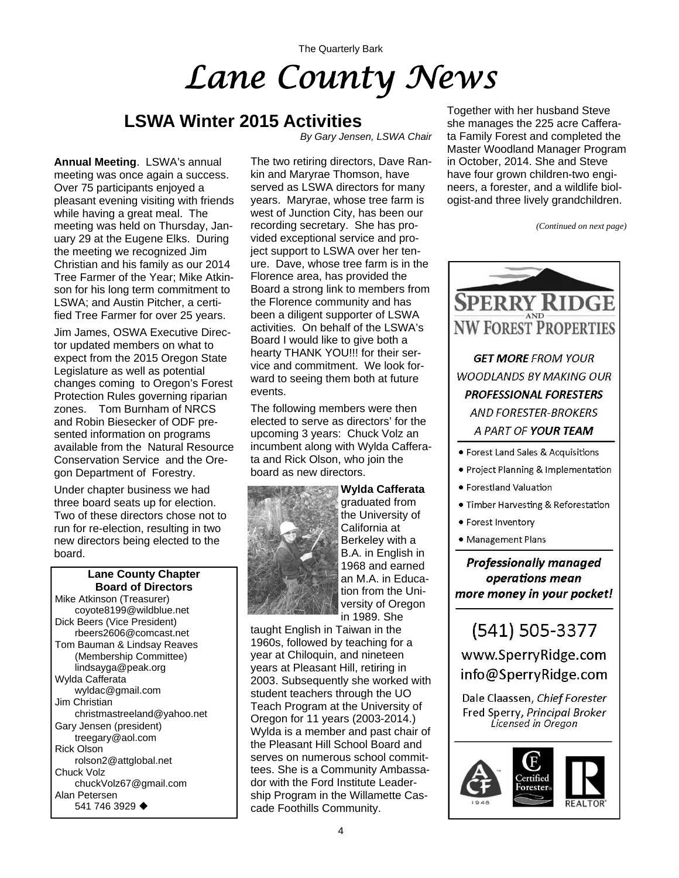The Quarterly Bark

# Lane County News

## LSWA Winter 2015 Activities

*By Gary Jensen, LSWA Chair*

**Annual Meeting**. LSWA's annual meeting was once again a success. Over 75 participants enjoyed a pleasant evening visiting with friends while having a great meal. The meeting was held on Thursday, January 29 at the Eugene Elks. During the meeting we recognized Jim Christian and his family as our 2014 Tree Farmer of the Year; Mike Atkinson for his long term commitment to LSWA; and Austin Pitcher, a certified Tree Farmer for over 25 years.

Jim James, OSWA Executive Director updated members on what to expect from the 2015 Oregon State Legislature as well as potential changes coming to Oregon's Forest Protection Rules governing riparian zones. Tom Burnham of NRCS and Robin Biesecker of ODF presented information on programs available from the Natural Resource Conservation Service and the Oregon Department of Forestry.

Under chapter business we had three board seats up for election. Two of these directors chose not to run for re-election, resulting in two new directors being elected to the board.

**Lane County Chapter Board of Directors**

Mike Atkinson (Treasurer)
coyote8199@wildblue.net
Dick Beers (Vice President)
rbeers2606@comcast.net
Tom Bauman & Lindsay Reaves (Membership Committee)
lindsayga@peak.org
Wylda Cafferata
wyldac@gmail.com
Jim Christian
christmastreeland@yahoo.net
Gary Jensen (president)
treegary@aol.com
Rick Olson
rolson2@attglobal.net
Chuck Volz
chuckVolz67@gmail.com
Alan Petersen
541 746 3929 ◆

The two retiring directors, Dave Rankin and Maryrae Thomson, have served as LSWA directors for many years. Maryrae, whose tree farm is west of Junction City, has been our recording secretary. She has provided exceptional service and project support to LSWA over her tenure. Dave, whose tree farm is in the Florence area, has provided the Board a strong link to members from the Florence community and has been a diligent supporter of LSWA activities. On behalf of the LSWA's Board I would like to give both a hearty THANK YOU!!! for their service and commitment. We look forward to seeing them both at future events.

The following members were then elected to serve as directors' for the upcoming 3 years: Chuck Volz an incumbent along with Wylda Cafferata and Rick Olson, who join the board as new directors.

**Wylda Cafferata** graduated from the University of California at Berkeley with a B.A. in English in 1968 and earned an M.A. in Education from the University of Oregon in 1989. She taught English in Taiwan in the 1960s, followed by teaching for a year at Chiloquin, and nineteen years at Pleasant Hill, retiring in 2003. Subsequently she worked with student teachers through the UO Teach Program at the University of Oregon for 11 years (2003-2014.) Wylda is a member and past chair of the Pleasant Hill School Board and serves on numerous school committees. She is a Community Ambassador with the Ford Institute Leadership Program in the Willamette Cascade Foothills Community. Together with her husband Steve she manages the 225 acre Cafferata Family Forest and completed the Master Woodland Manager Program in October, 2014. She and Steve have four grown children-two engineers, a forester, and a wildlife biologist-and three lively grandchildren.

*(Continued on next page)*

**SPERRY RIDGE AND NW FOREST PROPERTIES**

*GET MORE FROM YOUR WOODLANDS BY MAKING OUR PROFESSIONAL FORESTERS AND FORESTER-BROKERS A PART OF YOUR TEAM*

- Forest Land Sales & Acquisitions
- Project Planning & Implementation
- Forestland Valuation
- Timber Harvesting & Reforestation
- Forest Inventory
- Management Plans

***Professionally managed operations mean more money in your pocket!***

(541) 505-3377

www.SperryRidge.com
info@SperryRidge.com

Dale Claassen, *Chief Forester*
Fred Sperry, *Principal Broker*
*Licensed in Oregon*

ACF 1948 · Certified Forester · REALTOR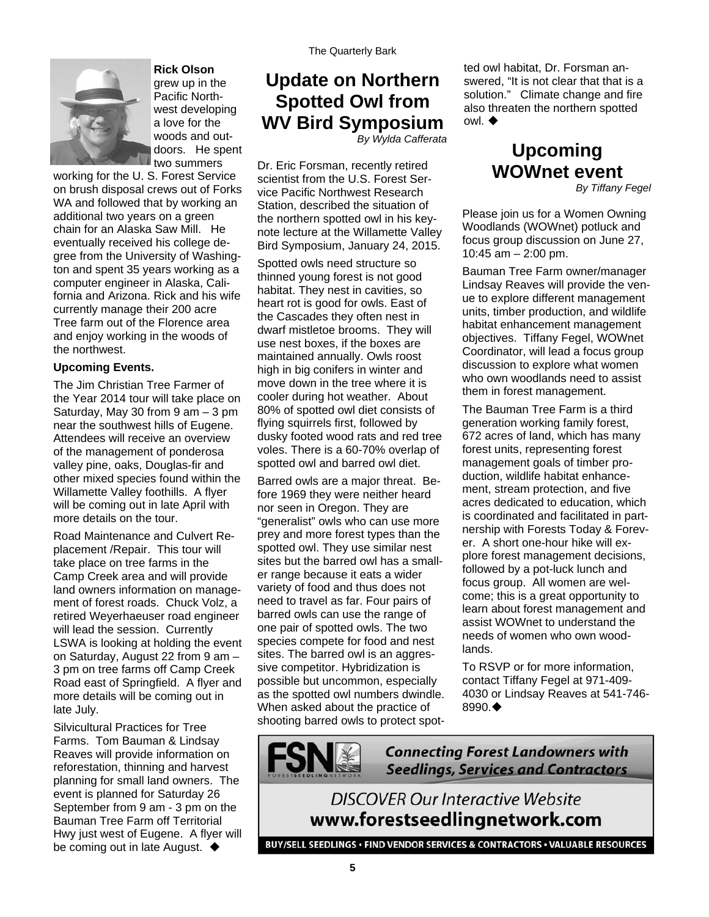**Rick Olson** grew up in the Pacific Northwest developing a love for the woods and outdoors. He spent two summers working for the U. S. Forest Service on brush disposal crews out of Forks WA and followed that by working an additional two years on a green chain for an Alaska Saw Mill. He eventually received his college degree from the University of Washington and spent 35 years working as a computer engineer in Alaska, California and Arizona. Rick and his wife currently manage their 200 acre Tree farm out of the Florence area and enjoy working in the woods of the northwest.

**Upcoming Events.**

The Jim Christian Tree Farmer of the Year 2014 tour will take place on Saturday, May 30 from 9 am – 3 pm near the southwest hills of Eugene. Attendees will receive an overview of the management of ponderosa valley pine, oaks, Douglas-fir and other mixed species found within the Willamette Valley foothills. A flyer will be coming out in late April with more details on the tour.

Road Maintenance and Culvert Replacement /Repair. This tour will take place on tree farms in the Camp Creek area and will provide land owners information on management of forest roads. Chuck Volz, a retired Weyerhaeuser road engineer will lead the session. Currently LSWA is looking at holding the event on Saturday, August 22 from 9 am – 3 pm on tree farms off Camp Creek Road east of Springfield. A flyer and more details will be coming out in late July.

Silvicultural Practices for Tree Farms. Tom Bauman & Lindsay Reaves will provide information on reforestation, thinning and harvest planning for small land owners. The event is planned for Saturday 26 September from 9 am - 3 pm on the Bauman Tree Farm off Territorial Hwy just west of Eugene. A flyer will be coming out in late August. ◆

# Update on Northern Spotted Owl from WV Bird Symposium

*By Wylda Cafferata*

Dr. Eric Forsman, recently retired scientist from the U.S. Forest Service Pacific Northwest Research Station, described the situation of the northern spotted owl in his keynote lecture at the Willamette Valley Bird Symposium, January 24, 2015.

Spotted owls need structure so thinned young forest is not good habitat. They nest in cavities, so heart rot is good for owls. East of the Cascades they often nest in dwarf mistletoe brooms. They will use nest boxes, if the boxes are maintained annually. Owls roost high in big conifers in winter and move down in the tree where it is cooler during hot weather. About 80% of spotted owl diet consists of flying squirrels first, followed by dusky footed wood rats and red tree voles. There is a 60-70% overlap of spotted owl and barred owl diet.

Barred owls are a major threat. Before 1969 they were neither heard nor seen in Oregon. They are "generalist" owls who can use more prey and more forest types than the spotted owl. They use similar nest sites but the barred owl has a smaller range because it eats a wider variety of food and thus does not need to travel as far. Four pairs of barred owls can use the range of one pair of spotted owls. The two species compete for food and nest sites. The barred owl is an aggressive competitor. Hybridization is possible but uncommon, especially as the spotted owl numbers dwindle. When asked about the practice of shooting barred owls to protect spotted owl habitat, Dr. Forsman answered, "It is not clear that that is a solution." Climate change and fire also threaten the northern spotted owl. ◆

# Upcoming WOWnet event

*By Tiffany Fegel*

Please join us for a Women Owning Woodlands (WOWnet) potluck and focus group discussion on June 27, 10:45 am – 2:00 pm.

Bauman Tree Farm owner/manager Lindsay Reaves will provide the venue to explore different management units, timber production, and wildlife habitat enhancement management objectives. Tiffany Fegel, WOWnet Coordinator, will lead a focus group discussion to explore what women who own woodlands need to assist them in forest management.

The Bauman Tree Farm is a third generation working family forest, 672 acres of land, which has many forest units, representing forest management goals of timber production, wildlife habitat enhancement, stream protection, and five acres dedicated to education, which is coordinated and facilitated in partnership with Forests Today & Forever. A short one-hour hike will explore forest management decisions, followed by a pot-luck lunch and focus group. All women are welcome; this is a great opportunity to learn about forest management and assist WOWnet to understand the needs of women who own woodlands.

To RSVP or for more information, contact Tiffany Fegel at 971-409-4030 or Lindsay Reaves at 541-746-8990.◆

FSN FORESTSEEDLINGNETWORK

**Connecting Forest Landowners with Seedlings, Services and Contractors**

DISCOVER Our Interactive Website

**www.forestseedlingnetwork.com**

BUY/SELL SEEDLINGS • FIND VENDOR SERVICES & CONTRACTORS • VALUABLE RESOURCES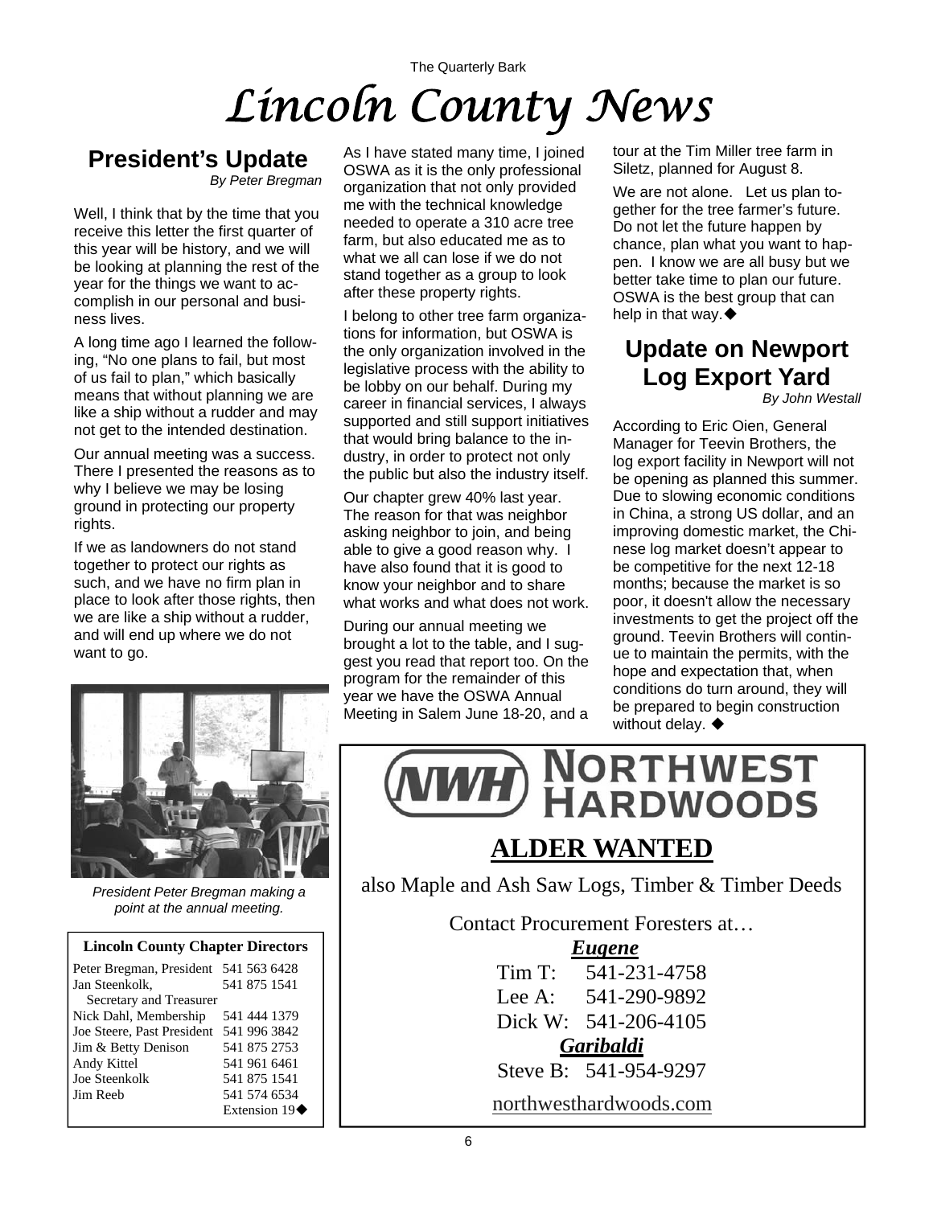The Quarterly Bark

# Lincoln County News

## President's Update

*By Peter Bregman*

Well, I think that by the time that you receive this letter the first quarter of this year will be history, and we will be looking at planning the rest of the year for the things we want to accomplish in our personal and business lives.

A long time ago I learned the following, "No one plans to fail, but most of us fail to plan," which basically means that without planning we are like a ship without a rudder and may not get to the intended destination.

Our annual meeting was a success. There I presented the reasons as to why I believe we may be losing ground in protecting our property rights.

If we as landowners do not stand together to protect our rights as such, and we have no firm plan in place to look after those rights, then we are like a ship without a rudder, and will end up where we do not want to go.

*President Peter Bregman making a point at the annual meeting.*

As I have stated many time, I joined OSWA as it is the only professional organization that not only provided me with the technical knowledge needed to operate a 310 acre tree farm, but also educated me as to what we all can lose if we do not stand together as a group to look after these property rights.

I belong to other tree farm organizations for information, but OSWA is the only organization involved in the legislative process with the ability to be lobby on our behalf. During my career in financial services, I always supported and still support initiatives that would bring balance to the industry, in order to protect not only the public but also the industry itself.

Our chapter grew 40% last year. The reason for that was neighbor asking neighbor to join, and being able to give a good reason why. I have also found that it is good to know your neighbor and to share what works and what does not work.

During our annual meeting we brought a lot to the table, and I suggest you read that report too. On the program for the remainder of this year we have the OSWA Annual Meeting in Salem June 18-20, and a tour at the Tim Miller tree farm in Siletz, planned for August 8.

We are not alone. Let us plan together for the tree farmer's future. Do not let the future happen by chance, plan what you want to happen. I know we are all busy but we better take time to plan our future. OSWA is the best group that can help in that way.◆

## Update on Newport Log Export Yard

*By John Westall*

According to Eric Oien, General Manager for Teevin Brothers, the log export facility in Newport will not be opening as planned this summer. Due to slowing economic conditions in China, a strong US dollar, and an improving domestic market, the Chinese log market doesn't appear to be competitive for the next 12-18 months; because the market is so poor, it doesn't allow the necessary investments to get the project off the ground. Teevin Brothers will continue to maintain the permits, with the hope and expectation that, when conditions do turn around, they will be prepared to begin construction without delay. ◆

**Lincoln County Chapter Directors**

| | |
|---|---|
| Peter Bregman, President | 541 563 6428 |
| Jan Steenkolk, Secretary and Treasurer | 541 875 1541 |
| Nick Dahl, Membership | 541 444 1379 |
| Joe Steere, Past President | 541 996 3842 |
| Jim & Betty Denison | 541 875 2753 |
| Andy Kittel | 541 961 6461 |
| Joe Steenkolk | 541 875 1541 |
| Jim Reeb | 541 574 6534 Extension 19◆ |

NWH NORTHWEST HARDWOODS

**ALDER WANTED**

also Maple and Ash Saw Logs, Timber & Timber Deeds

Contact Procurement Foresters at…

***Eugene***

Tim T: 541-231-4758
Lee A: 541-290-9892
Dick W: 541-206-4105

***Garibaldi***

Steve B: 541-954-9297

northwesthardwoods.com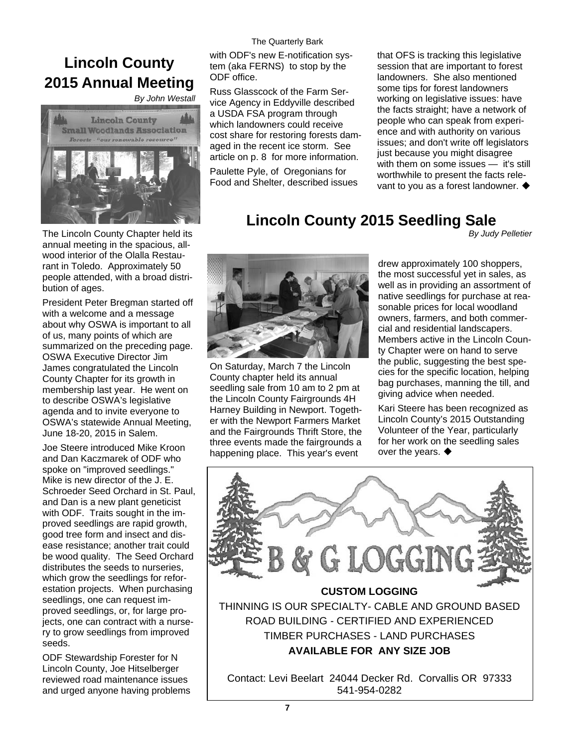# Lincoln County 2015 Annual Meeting

*By John Westall*

The Lincoln County Chapter held its annual meeting in the spacious, all-wood interior of the Olalla Restaurant in Toledo. Approximately 50 people attended, with a broad distribution of ages.

President Peter Bregman started off with a welcome and a message about why OSWA is important to all of us, many points of which are summarized on the preceding page. OSWA Executive Director Jim James congratulated the Lincoln County Chapter for its growth in membership last year. He went on to describe OSWA's legislative agenda and to invite everyone to OSWA's statewide Annual Meeting, June 18-20, 2015 in Salem.

Joe Steere introduced Mike Kroon and Dan Kaczmarek of ODF who spoke on "improved seedlings." Mike is new director of the J. E. Schroeder Seed Orchard in St. Paul, and Dan is a new plant geneticist with ODF. Traits sought in the improved seedlings are rapid growth, good tree form and insect and disease resistance; another trait could be wood quality. The Seed Orchard distributes the seeds to nurseries, which grow the seedlings for reforestation projects. When purchasing seedlings, one can request improved seedlings, or, for large projects, one can contract with a nursery to grow seedlings from improved seeds.

ODF Stewardship Forester for N Lincoln County, Joe Hitselberger reviewed road maintenance issues and urged anyone having problems with ODF's new E-notification system (aka FERNS) to stop by the ODF office.

Russ Glasscock of the Farm Service Agency in Eddyville described a USDA FSA program through which landowners could receive cost share for restoring forests damaged in the recent ice storm. See article on p. 8 for more information.

Paulette Pyle, of Oregonians for Food and Shelter, described issues that OFS is tracking this legislative session that are important to forest landowners. She also mentioned some tips for forest landowners working on legislative issues: have the facts straight; have a network of people who can speak from experience and with authority on various issues; and don't write off legislators just because you might disagree with them on some issues — it's still worthwhile to present the facts relevant to you as a forest landowner. ◆

# Lincoln County 2015 Seedling Sale

*By Judy Pelletier*

On Saturday, March 7 the Lincoln County chapter held its annual seedling sale from 10 am to 2 pm at the Lincoln County Fairgrounds 4H Harney Building in Newport. Together with the Newport Farmers Market and the Fairgrounds Thrift Store, the three events made the fairgrounds a happening place. This year's event drew approximately 100 shoppers, the most successful yet in sales, as well as in providing an assortment of native seedlings for purchase at reasonable prices for local woodland owners, farmers, and both commercial and residential landscapers. Members active in the Lincoln County Chapter were on hand to serve the public, suggesting the best species for the specific location, helping bag purchases, manning the till, and giving advice when needed.

Kari Steere has been recognized as Lincoln County's 2015 Outstanding Volunteer of the Year, particularly for her work on the seedling sales over the years. ◆

---

B & G LOGGING

**CUSTOM LOGGING**

THINNING IS OUR SPECIALTY- CABLE AND GROUND BASED

ROAD BUILDING - CERTIFIED AND EXPERIENCED

TIMBER PURCHASES - LAND PURCHASES

**AVAILABLE FOR ANY SIZE JOB**

Contact: Levi Beelart 24044 Decker Rd. Corvallis OR 97333
541-954-0282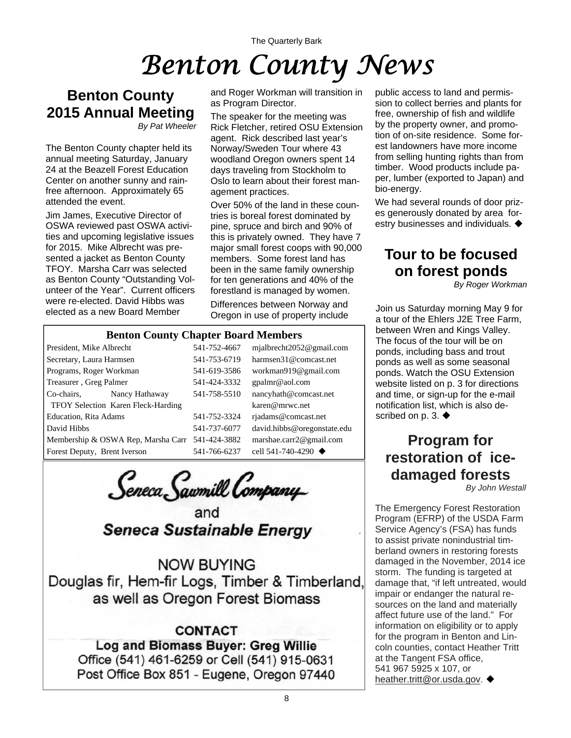# Benton County News

## Benton County 2015 Annual Meeting

*By Pat Wheeler*

The Benton County chapter held its annual meeting Saturday, January 24 at the Beazell Forest Education Center on another sunny and rain-free afternoon. Approximately 65 attended the event.

Jim James, Executive Director of OSWA reviewed past OSWA activities and upcoming legislative issues for 2015. Mike Albrecht was presented a jacket as Benton County TFOY. Marsha Carr was selected as Benton County "Outstanding Volunteer of the Year". Current officers were re-elected. David Hibbs was elected as a new Board Member and Roger Workman will transition in as Program Director.

The speaker for the meeting was Rick Fletcher, retired OSU Extension agent. Rick described last year's Norway/Sweden Tour where 43 woodland Oregon owners spent 14 days traveling from Stockholm to Oslo to learn about their forest management practices.

Over 50% of the land in these countries is boreal forest dominated by pine, spruce and birch and 90% of this is privately owned. They have 7 major small forest coops with 90,000 members. Some forest land has been in the same family ownership for ten generations and 40% of the forestland is managed by women.

Differences between Norway and Oregon in use of property include public access to land and permission to collect berries and plants for free, ownership of fish and wildlife by the property owner, and promotion of on-site residence. Some forest landowners have more income from selling hunting rights than from timber. Wood products include paper, lumber (exported to Japan) and bio-energy.

We had several rounds of door prizes generously donated by area forestry businesses and individuals. ◆

### Benton County Chapter Board Members

| | | |
|---|---|---|
| President, Mike Albrecht | 541-752-4667 | mjalbrecht2052@gmail.com |
| Secretary, Laura Harmsen | 541-753-6719 | harmsen31@comcast.net |
| Programs, Roger Workman | 541-619-3586 | workman919@gmail.com |
| Treasurer , Greg Palmer | 541-424-3332 | gpalmr@aol.com |
| Co-chairs, Nancy Hathaway | 541-758-5510 | nancyhath@comcast.net |
| TFOY Selection Karen Fleck-Harding | | karen@mrwc.net |
| Education, Rita Adams | 541-752-3324 | rjadams@comcast.net |
| David Hibbs | 541-737-6077 | david.hibbs@oregonstate.edu |
| Membership & OSWA Rep, Marsha Carr | 541-424-3882 | marshae.carr2@gmail.com |
| Forest Deputy, Brent Iverson | 541-766-6237 | cell 541-740-4290 ◆ |

Seneca Sawmill Company

and

**Seneca Sustainable Energy**

NOW BUYING

Douglas fir, Hem-fir Logs, Timber & Timberland, as well as Oregon Forest Biomass

**CONTACT**

**Log and Biomass Buyer: Greg Willie**

Office (541) 461-6259 or Cell (541) 915-0631

Post Office Box 851 - Eugene, Oregon 97440

## Tour to be focused on forest ponds

*By Roger Workman*

Join us Saturday morning May 9 for a tour of the Ehlers J2E Tree Farm, between Wren and Kings Valley. The focus of the tour will be on ponds, including bass and trout ponds as well as some seasonal ponds. Watch the OSU Extension website listed on p. 3 for directions and time, or sign-up for the e-mail notification list, which is also described on p. 3. ◆

## Program for restoration of ice-damaged forests

*By John Westall*

The Emergency Forest Restoration Program (EFRP) of the USDA Farm Service Agency's (FSA) has funds to assist private nonindustrial timberland owners in restoring forests damaged in the November, 2014 ice storm. The funding is targeted at damage that, "if left untreated, would impair or endanger the natural resources on the land and materially affect future use of the land." For information on eligibility or to apply for the program in Benton and Lincoln counties, contact Heather Tritt at the Tangent FSA office, 541 967 5925 x 107, or heather.tritt@or.usda.gov. ◆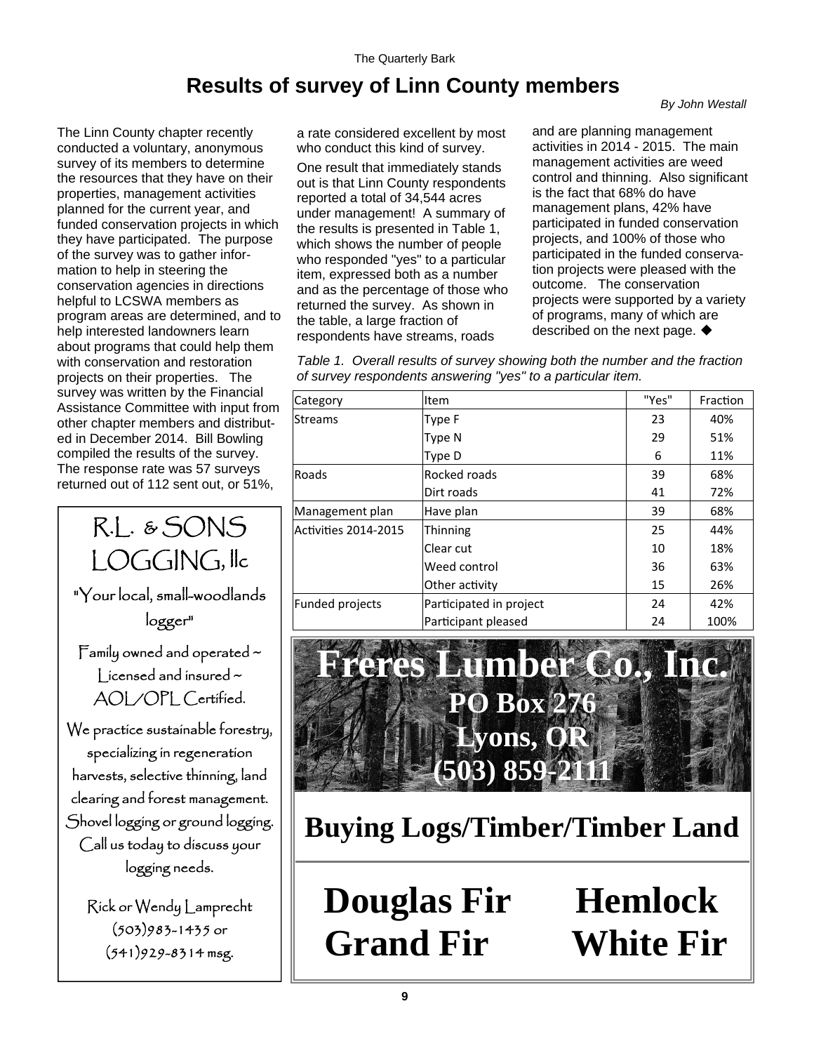# Results of survey of Linn County members

*By John Westall*

The Linn County chapter recently conducted a voluntary, anonymous survey of its members to determine the resources that they have on their properties, management activities planned for the current year, and funded conservation projects in which they have participated. The purpose of the survey was to gather information to help in steering the conservation agencies in directions helpful to LCSWA members as program areas are determined, and to help interested landowners learn about programs that could help them with conservation and restoration projects on their properties. The survey was written by the Financial Assistance Committee with input from other chapter members and distributed in December 2014. Bill Bowling compiled the results of the survey. The response rate was 57 surveys returned out of 112 sent out, or 51%, a rate considered excellent by most who conduct this kind of survey.

One result that immediately stands out is that Linn County respondents reported a total of 34,544 acres under management! A summary of the results is presented in Table 1, which shows the number of people who responded "yes" to a particular item, expressed both as a number and as the percentage of those who returned the survey. As shown in the table, a large fraction of respondents have streams, roads and are planning management activities in 2014 - 2015. The main management activities are weed control and thinning. Also significant is the fact that 68% do have management plans, 42% have participated in funded conservation projects, and 100% of those who participated in the funded conservation projects were pleased with the outcome. The conservation projects were supported by a variety of programs, many of which are described on the next page. ◆

*Table 1. Overall results of survey showing both the number and the fraction of survey respondents answering "yes" to a particular item.*

| Category | Item | "Yes" | Fraction |
|---|---|---|---|
| Streams | Type F | 23 | 40% |
| | Type N | 29 | 51% |
| | Type D | 6 | 11% |
| Roads | Rocked roads | 39 | 68% |
| | Dirt roads | 41 | 72% |
| Management plan | Have plan | 39 | 68% |
| Activities 2014-2015 | Thinning | 25 | 44% |
| | Clear cut | 10 | 18% |
| | Weed control | 36 | 63% |
| | Other activity | 15 | 26% |
| Funded projects | Participated in project | 24 | 42% |
| | Participant pleased | 24 | 100% |

R.L. & SONS LOGGING, llc

"Your local, small-woodlands logger"

Family owned and operated ~ Licensed and insured ~ AOL/OPL Certified.

We practice sustainable forestry, specializing in regeneration harvests, selective thinning, land clearing and forest management. Shovel logging or ground logging. Call us today to discuss your logging needs.

Rick or Wendy Lamprecht
(503)983-1435 or
(541)929-8314 msg.

**Freres Lumber Co., Inc.**
**PO Box 276**
**Lyons, OR**
**(503) 859-2111**

**Buying Logs/Timber/Timber Land**

**Douglas Fir Hemlock**
**Grand Fir White Fir**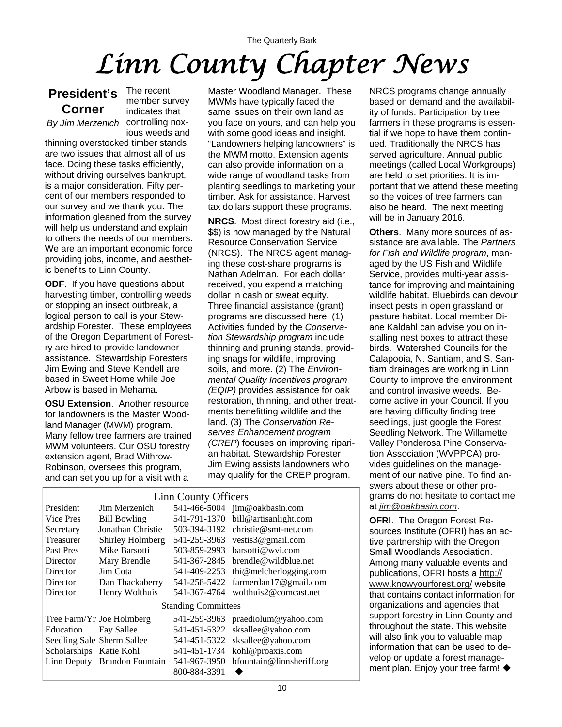# Linn County Chapter News

## President's Corner

*By Jim Merzenich*

The recent member survey indicates that controlling noxious weeds and thinning overstocked timber stands are two issues that almost all of us face. Doing these tasks efficiently, without driving ourselves bankrupt, is a major consideration. Fifty percent of our members responded to our survey and we thank you. The information gleaned from the survey will help us understand and explain to others the needs of our members. We are an important economic force providing jobs, income, and aesthetic benefits to Linn County.

**ODF**. If you have questions about harvesting timber, controlling weeds or stopping an insect outbreak, a logical person to call is your Stewardship Forester. These employees of the Oregon Department of Forestry are hired to provide landowner assistance. Stewardship Foresters Jim Ewing and Steve Kendell are based in Sweet Home while Joe Arbow is based in Mehama.

**OSU Extension**. Another resource for landowners is the Master Woodland Manager (MWM) program. Many fellow tree farmers are trained MWM volunteers. Our OSU forestry extension agent, Brad Withrow-Robinson, oversees this program, and can set you up for a visit with a Master Woodland Manager. These MWMs have typically faced the same issues on their own land as you face on yours, and can help you with some good ideas and insight. "Landowners helping landowners" is the MWM motto. Extension agents can also provide information on a wide range of woodland tasks from planting seedlings to marketing your timber. Ask for assistance. Harvest tax dollars support these programs.

**NRCS**. Most direct forestry aid (i.e., $$) is now managed by the Natural Resource Conservation Service (NRCS). The NRCS agent managing these cost-share programs is Nathan Adelman. For each dollar received, you expend a matching dollar in cash or sweat equity. Three financial assistance (grant) programs are discussed here. (1) Activities funded by the *Conservation Stewardship program* include thinning and pruning stands, providing snags for wildlife, improving soils, and more. (2) The *Environmental Quality Incentives program (EQIP)* provides assistance for oak restoration, thinning, and other treatments benefitting wildlife and the land. (3) The *Conservation Reserves Enhancement program (CREP*) focuses on improving riparian habitat*.* Stewardship Forester Jim Ewing assists landowners who may qualify for the CREP program.

NRCS programs change annually based on demand and the availability of funds. Participation by tree farmers in these programs is essential if we hope to have them continued. Traditionally the NRCS has served agriculture. Annual public meetings (called Local Workgroups) are held to set priorities. It is important that we attend these meeting so the voices of tree farmers can also be heard. The next meeting will be in January 2016.

**Others**. Many more sources of assistance are available. The *Partners for Fish and Wildlife program*, managed by the US Fish and Wildlife Service, provides multi-year assistance for improving and maintaining wildlife habitat. Bluebirds can devour insect pests in open grassland or pasture habitat. Local member Diane Kaldahl can advise you on installing nest boxes to attract these birds. Watershed Councils for the Calapooia, N. Santiam, and S. Santiam drainages are working in Linn County to improve the environment and control invasive weeds. Become active in your Council. If you are having difficulty finding tree seedlings, just google the Forest Seedling Network. The Willamette Valley Ponderosa Pine Conservation Association (WVPPCA) provides guidelines on the management of our native pine. To find answers about these or other programs do not hesitate to contact me at *jim@oakbasin.com*.

**OFRI**. The Oregon Forest Resources Institute (OFRI) has an active partnership with the Oregon Small Woodlands Association. Among many valuable events and publications, OFRI hosts a http://www.knowyourforest.org/ website that contains contact information for organizations and agencies that support forestry in Linn County and throughout the state. This website will also link you to valuable map information that can be used to develop or update a forest management plan. Enjoy your tree farm! ◆

### Linn County Officers

| | | | |
|---|---|---|---|
| President | Jim Merzenich | 541-466-5004 | jim@oakbasin.com |
| Vice Pres | Bill Bowling | 541-791-1370 | bill@artisanlight.com |
| Secretary | Jonathan Christie | 503-394-3192 | christie@smt-net.com |
| Treasurer | Shirley Holmberg | 541-259-3963 | vestis3@gmail.com |
| Past Pres | Mike Barsotti | 503-859-2993 | barsotti@wvi.com |
| Director | Mary Brendle | 541-367-2845 | brendle@wildblue.net |
| Director | Jim Cota | 541-409-2253 | thi@melcherlogging.com |
| Director | Dan Thackaberry | 541-258-5422 | farmerdan17@gmail.com |
| Director | Henry Wolthuis | 541-367-4764 | wolthuis2@comcast.net |

### Standing Committees

| | | | |
|---|---|---|---|
| Tree Farm/Yr | Joe Holmberg | 541-259-3963 | praediolum@yahoo.com |
| Education | Fay Sallee | 541-451-5322 | sksallee@yahoo.com |
| Seedling Sale | Sherm Sallee | 541-451-5322 | sksallee@yahoo.com |
| Scholarships | Katie Kohl | 541-451-1734 | kohl@proaxis.com |
| Linn Deputy | Brandon Fountain | 541-967-3950 | bfountain@linnsheriff.org |
| | | 800-884-3391 | ◆ |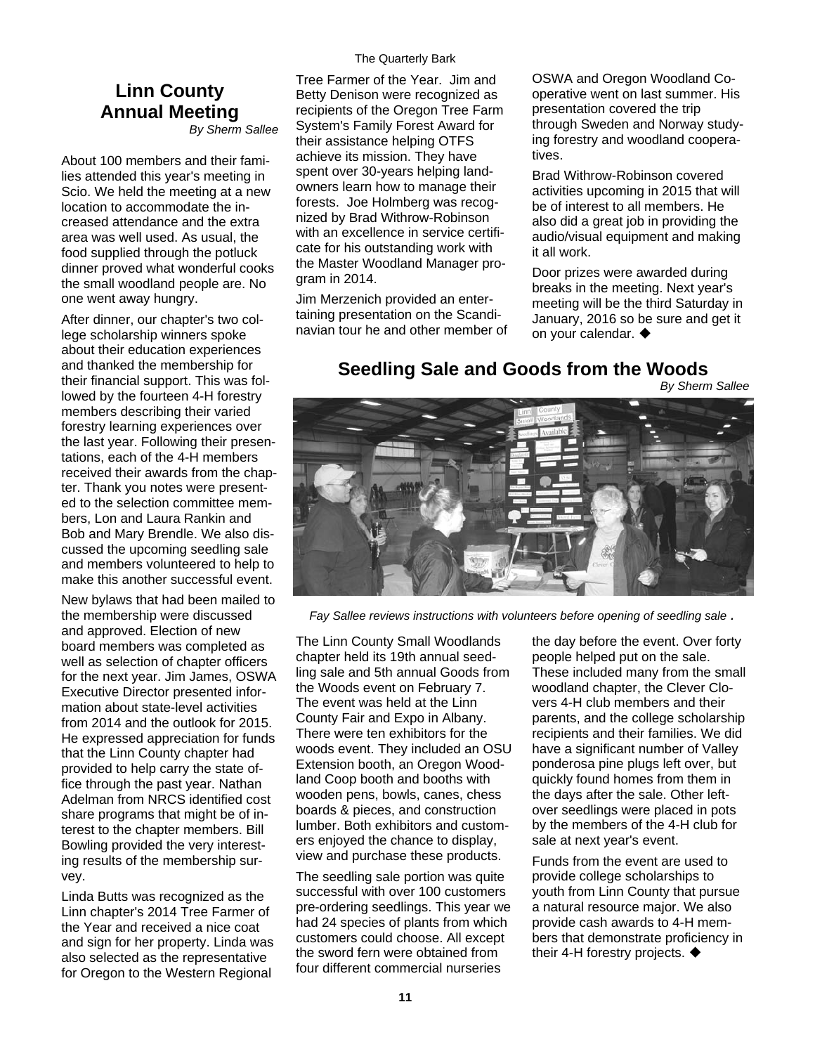## Linn County Annual Meeting

*By Sherm Sallee*

About 100 members and their families attended this year's meeting in Scio. We held the meeting at a new location to accommodate the increased attendance and the extra area was well used. As usual, the food supplied through the potluck dinner proved what wonderful cooks the small woodland people are. No one went away hungry.

After dinner, our chapter's two college scholarship winners spoke about their education experiences and thanked the membership for their financial support. This was followed by the fourteen 4-H forestry members describing their varied forestry learning experiences over the last year. Following their presentations, each of the 4-H members received their awards from the chapter. Thank you notes were presented to the selection committee members, Lon and Laura Rankin and Bob and Mary Brendle. We also discussed the upcoming seedling sale and members volunteered to help to make this another successful event.

New bylaws that had been mailed to the membership were discussed and approved. Election of new board members was completed as well as selection of chapter officers for the next year. Jim James, OSWA Executive Director presented information about state-level activities from 2014 and the outlook for 2015. He expressed appreciation for funds that the Linn County chapter had provided to help carry the state office through the past year. Nathan Adelman from NRCS identified cost share programs that might be of interest to the chapter members. Bill Bowling provided the very interesting results of the membership survey.

Linda Butts was recognized as the Linn chapter's 2014 Tree Farmer of the Year and received a nice coat and sign for her property. Linda was also selected as the representative for Oregon to the Western Regional Tree Farmer of the Year. Jim and Betty Denison were recognized as recipients of the Oregon Tree Farm System's Family Forest Award for their assistance helping OTFS achieve its mission. They have spent over 30-years helping landowners learn how to manage their forests. Joe Holmberg was recognized by Brad Withrow-Robinson with an excellence in service certificate for his outstanding work with the Master Woodland Manager program in 2014.

Jim Merzenich provided an entertaining presentation on the Scandinavian tour he and other member of OSWA and Oregon Woodland Cooperative went on last summer. His presentation covered the trip through Sweden and Norway studying forestry and woodland cooperatives.

Brad Withrow-Robinson covered activities upcoming in 2015 that will be of interest to all members. He also did a great job in providing the audio/visual equipment and making it all work.

Door prizes were awarded during breaks in the meeting. Next year's meeting will be the third Saturday in January, 2016 so be sure and get it on your calendar. ◆

## Seedling Sale and Goods from the Woods

*By Sherm Sallee*

*Fay Sallee reviews instructions with volunteers before opening of seedling sale .*

The Linn County Small Woodlands chapter held its 19th annual seedling sale and 5th annual Goods from the Woods event on February 7. The event was held at the Linn County Fair and Expo in Albany. There were ten exhibitors for the woods event. They included an OSU Extension booth, an Oregon Woodland Coop booth and booths with wooden pens, bowls, canes, chess boards & pieces, and construction lumber. Both exhibitors and customers enjoyed the chance to display, view and purchase these products.

The seedling sale portion was quite successful with over 100 customers pre-ordering seedlings. This year we had 24 species of plants from which customers could choose. All except the sword fern were obtained from four different commercial nurseries the day before the event. Over forty people helped put on the sale. These included many from the small woodland chapter, the Clever Clovers 4-H club members and their parents, and the college scholarship recipients and their families. We did have a significant number of Valley ponderosa pine plugs left over, but quickly found homes from them in the days after the sale. Other leftover seedlings were placed in pots by the members of the 4-H club for sale at next year's event.

Funds from the event are used to provide college scholarships to youth from Linn County that pursue a natural resource major. We also provide cash awards to 4-H members that demonstrate proficiency in their 4-H forestry projects. ◆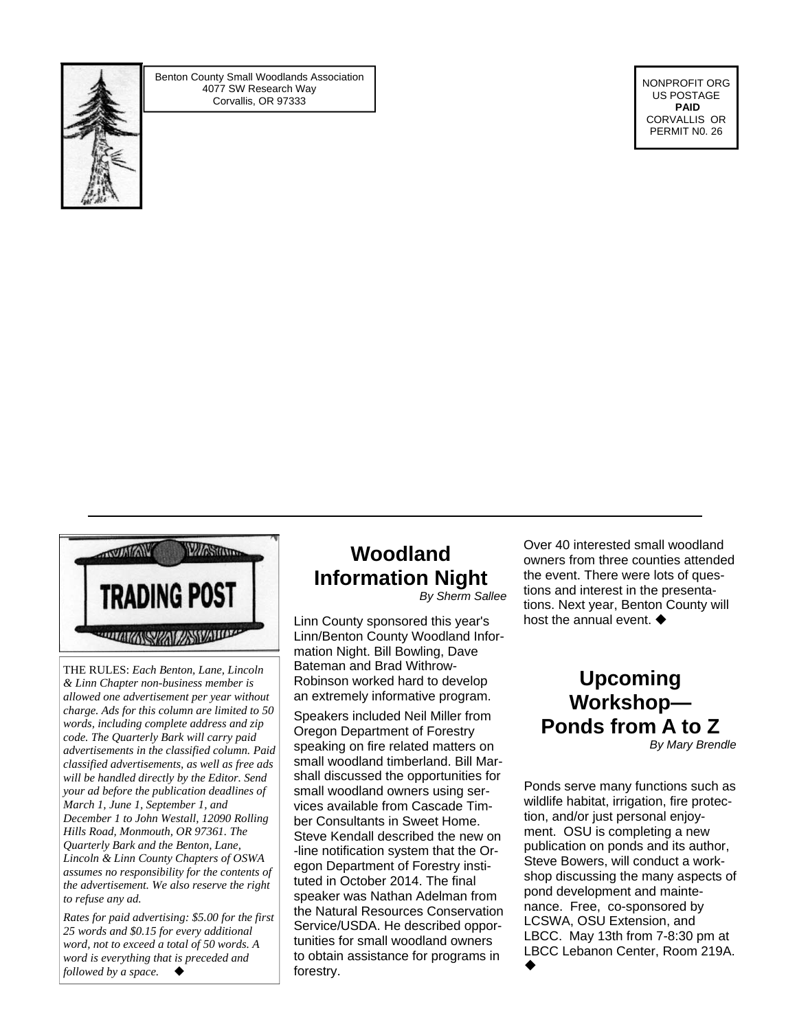Benton County Small Woodlands Association
4077 SW Research Way
Corvallis, OR 97333

NONPROFIT ORG
US POSTAGE
**PAID**
CORVALLIS OR
PERMIT N0. 26

---

TRADING POST

THE RULES: *Each Benton, Lane, Lincoln & Linn Chapter non-business member is allowed one advertisement per year without charge. Ads for this column are limited to 50 words, including complete address and zip code. The Quarterly Bark will carry paid advertisements in the classified column. Paid classified advertisements, as well as free ads will be handled directly by the Editor. Send your ad before the publication deadlines of March 1, June 1, September 1, and December 1 to John Westall, 12090 Rolling Hills Road, Monmouth, OR 97361. The Quarterly Bark and the Benton, Lane, Lincoln & Linn County Chapters of OSWA assumes no responsibility for the contents of the advertisement. We also reserve the right to refuse any ad.*

*Rates for paid advertising: $5.00 for the first 25 words and $0.15 for every additional word, not to exceed a total of 50 words. A word is everything that is preceded and followed by a space.* ◆

## Woodland Information Night

*By Sherm Sallee*

Linn County sponsored this year's Linn/Benton County Woodland Information Night. Bill Bowling, Dave Bateman and Brad Withrow-Robinson worked hard to develop an extremely informative program.

Speakers included Neil Miller from Oregon Department of Forestry speaking on fire related matters on small woodland timberland. Bill Marshall discussed the opportunities for small woodland owners using services available from Cascade Timber Consultants in Sweet Home. Steve Kendall described the new on-line notification system that the Oregon Department of Forestry instituted in October 2014. The final speaker was Nathan Adelman from the Natural Resources Conservation Service/USDA. He described opportunities for small woodland owners to obtain assistance for programs in forestry.

Over 40 interested small woodland owners from three counties attended the event. There were lots of questions and interest in the presentations. Next year, Benton County will host the annual event. ◆

## Upcoming Workshop— Ponds from A to Z

*By Mary Brendle*

Ponds serve many functions such as wildlife habitat, irrigation, fire protection, and/or just personal enjoyment. OSU is completing a new publication on ponds and its author, Steve Bowers, will conduct a workshop discussing the many aspects of pond development and maintenance. Free, co-sponsored by LCSWA, OSU Extension, and LBCC. May 13th from 7-8:30 pm at LBCC Lebanon Center, Room 219A. ◆